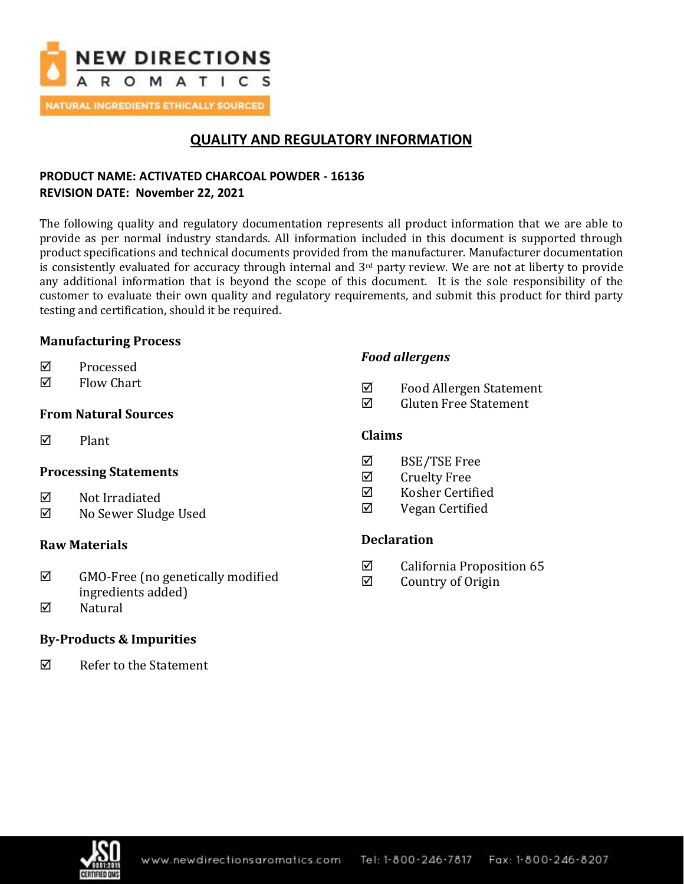NEW DIRECTIONS AROMATICS

NATURAL INGREDIENTS ETHICALLY SOURCED

# QUALITY AND REGULATORY INFORMATION

**PRODUCT NAME: ACTIVATED CHARCOAL POWDER - 16136**
**REVISION DATE: November 22, 2021**

The following quality and regulatory documentation represents all product information that we are able to provide as per normal industry standards. All information included in this document is supported through product specifications and technical documents provided from the manufacturer. Manufacturer documentation is consistently evaluated for accuracy through internal and 3rd party review. We are not at liberty to provide any additional information that is beyond the scope of this document. It is the sole responsibility of the customer to evaluate their own quality and regulatory requirements, and submit this product for third party testing and certification, should it be required.

### Manufacturing Process

- ☑ Processed
- ☑ Flow Chart

### From Natural Sources

- ☑ Plant

### Processing Statements

- ☑ Not Irradiated
- ☑ No Sewer Sludge Used

### Raw Materials

- ☑ GMO-Free (no genetically modified ingredients added)
- ☑ Natural

### By-Products & Impurities

- ☑ Refer to the Statement

### *Food allergens*

- ☑ Food Allergen Statement
- ☑ Gluten Free Statement

### Claims

- ☑ BSE/TSE Free
- ☑ Cruelty Free
- ☑ Kosher Certified
- ☑ Vegan Certified

### Declaration

- ☑ California Proposition 65
- ☑ Country of Origin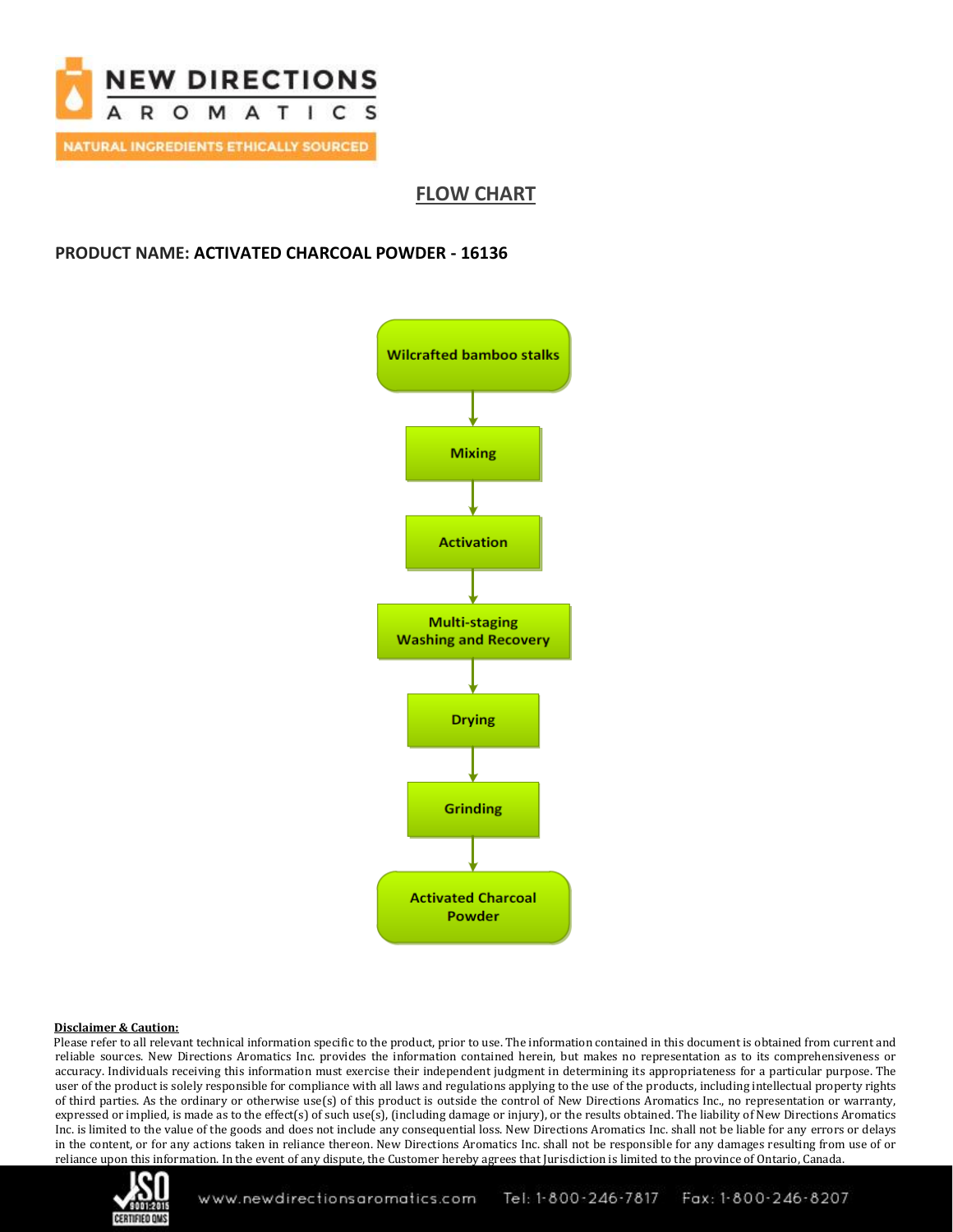## FLOW CHART

**PRODUCT NAME: ACTIVATED CHARCOAL POWDER - 16136**

Wilcrafted bamboo stalks

↓

Mixing

↓

Activation

↓

Multi-staging Washing and Recovery

↓

Drying

↓

Grinding

↓

Activated Charcoal Powder

**Disclaimer & Caution:**

Please refer to all relevant technical information specific to the product, prior to use. The information contained in this document is obtained from current and reliable sources. New Directions Aromatics Inc. provides the information contained herein, but makes no representation as to its comprehensiveness or accuracy. Individuals receiving this information must exercise their independent judgment in determining its appropriateness for a particular purpose. The user of the product is solely responsible for compliance with all laws and regulations applying to the use of the products, including intellectual property rights of third parties. As the ordinary or otherwise use(s) of this product is outside the control of New Directions Aromatics Inc., no representation or warranty, expressed or implied, is made as to the effect(s) of such use(s), (including damage or injury), or the results obtained. The liability of New Directions Aromatics Inc. is limited to the value of the goods and does not include any consequential loss. New Directions Aromatics Inc. shall not be liable for any errors or delays in the content, or for any actions taken in reliance thereon. New Directions Aromatics Inc. shall not be responsible for any damages resulting from use of or reliance upon this information. In the event of any dispute, the Customer hereby agrees that Jurisdiction is limited to the province of Ontario, Canada.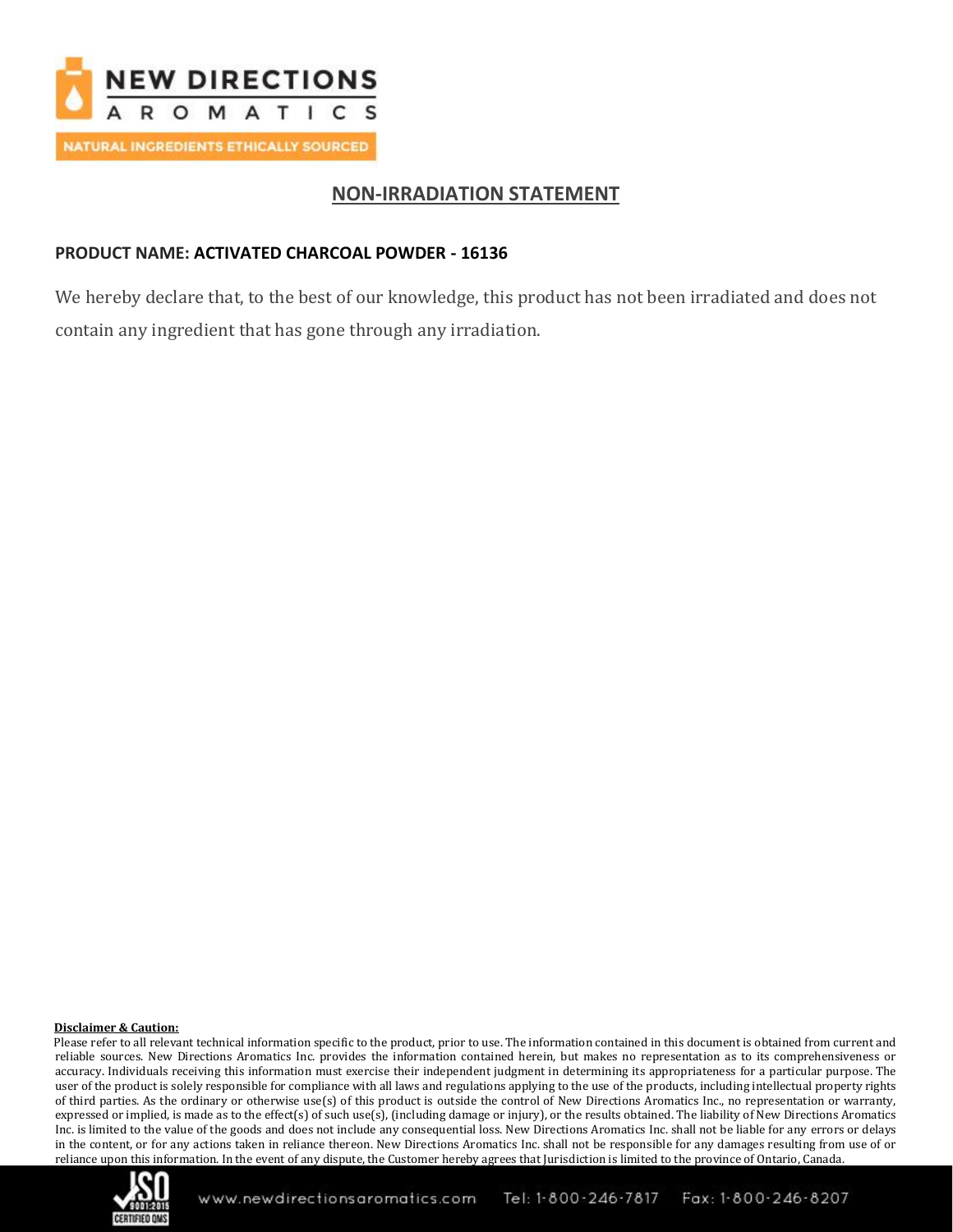NEW DIRECTIONS
AROMATICS

NATURAL INGREDIENTS ETHICALLY SOURCED

## NON-IRRADIATION STATEMENT

**PRODUCT NAME: ACTIVATED CHARCOAL POWDER - 16136**

We hereby declare that, to the best of our knowledge, this product has not been irradiated and does not contain any ingredient that has gone through any irradiation.

**Disclaimer & Caution:**

Please refer to all relevant technical information specific to the product, prior to use. The information contained in this document is obtained from current and reliable sources. New Directions Aromatics Inc. provides the information contained herein, but makes no representation as to its comprehensiveness or accuracy. Individuals receiving this information must exercise their independent judgment in determining its appropriateness for a particular purpose. The user of the product is solely responsible for compliance with all laws and regulations applying to the use of the products, including intellectual property rights of third parties. As the ordinary or otherwise use(s) of this product is outside the control of New Directions Aromatics Inc., no representation or warranty, expressed or implied, is made as to the effect(s) of such use(s), (including damage or injury), or the results obtained. The liability of New Directions Aromatics Inc. is limited to the value of the goods and does not include any consequential loss. New Directions Aromatics Inc. shall not be liable for any errors or delays in the content, or for any actions taken in reliance thereon. New Directions Aromatics Inc. shall not be responsible for any damages resulting from use of or reliance upon this information. In the event of any dispute, the Customer hereby agrees that Jurisdiction is limited to the province of Ontario, Canada.

www.newdirectionsaromatics.com Tel: 1-800-246-7817 Fax: 1-800-246-8207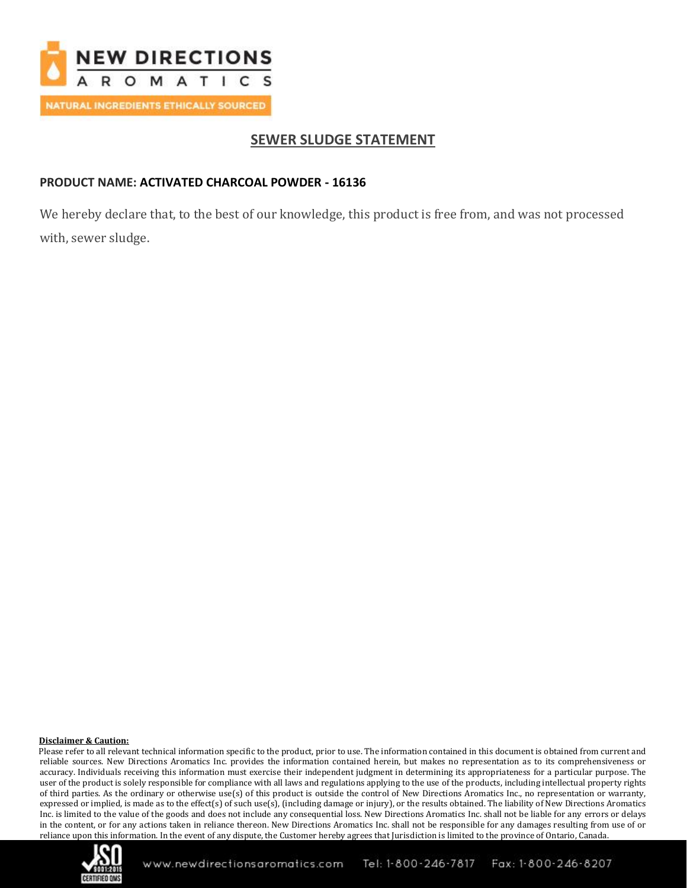## SEWER SLUDGE STATEMENT

**PRODUCT NAME: ACTIVATED CHARCOAL POWDER - 16136**

We hereby declare that, to the best of our knowledge, this product is free from, and was not processed with, sewer sludge.

**Disclaimer & Caution:**

Please refer to all relevant technical information specific to the product, prior to use. The information contained in this document is obtained from current and reliable sources. New Directions Aromatics Inc. provides the information contained herein, but makes no representation as to its comprehensiveness or accuracy. Individuals receiving this information must exercise their independent judgment in determining its appropriateness for a particular purpose. The user of the product is solely responsible for compliance with all laws and regulations applying to the use of the products, including intellectual property rights of third parties. As the ordinary or otherwise use(s) of this product is outside the control of New Directions Aromatics Inc., no representation or warranty, expressed or implied, is made as to the effect(s) of such use(s), (including damage or injury), or the results obtained. The liability of New Directions Aromatics Inc. is limited to the value of the goods and does not include any consequential loss. New Directions Aromatics Inc. shall not be liable for any errors or delays in the content, or for any actions taken in reliance thereon. New Directions Aromatics Inc. shall not be responsible for any damages resulting from use of or reliance upon this information. In the event of any dispute, the Customer hereby agrees that Jurisdiction is limited to the province of Ontario, Canada.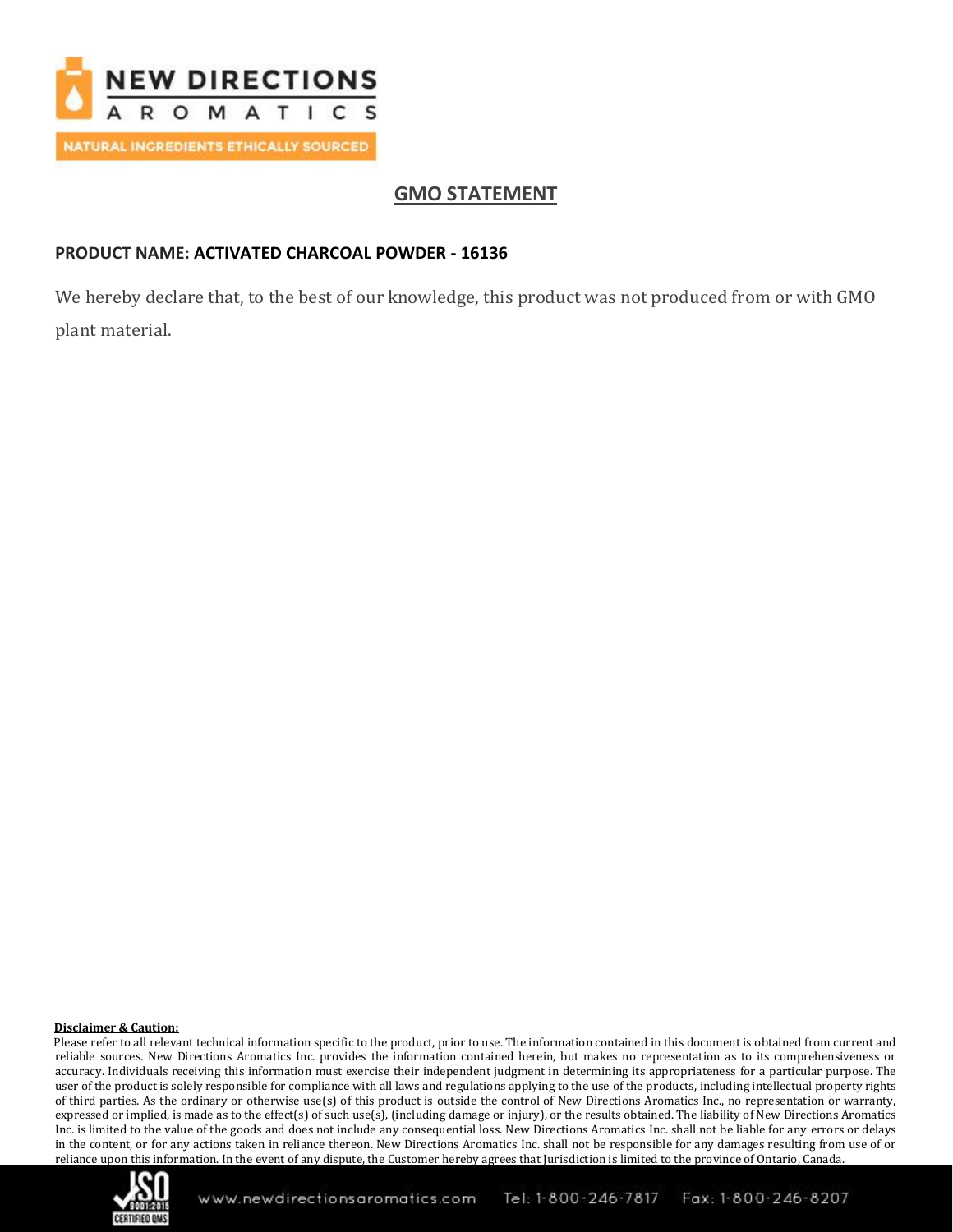## GMO STATEMENT

**PRODUCT NAME: ACTIVATED CHARCOAL POWDER - 16136**

We hereby declare that, to the best of our knowledge, this product was not produced from or with GMO plant material.

**Disclaimer & Caution:**

Please refer to all relevant technical information specific to the product, prior to use. The information contained in this document is obtained from current and reliable sources. New Directions Aromatics Inc. provides the information contained herein, but makes no representation as to its comprehensiveness or accuracy. Individuals receiving this information must exercise their independent judgment in determining its appropriateness for a particular purpose. The user of the product is solely responsible for compliance with all laws and regulations applying to the use of the products, including intellectual property rights of third parties. As the ordinary or otherwise use(s) of this product is outside the control of New Directions Aromatics Inc., no representation or warranty, expressed or implied, is made as to the effect(s) of such use(s), (including damage or injury), or the results obtained. The liability of New Directions Aromatics Inc. is limited to the value of the goods and does not include any consequential loss. New Directions Aromatics Inc. shall not be liable for any errors or delays in the content, or for any actions taken in reliance thereon. New Directions Aromatics Inc. shall not be responsible for any damages resulting from use of or reliance upon this information. In the event of any dispute, the Customer hereby agrees that Jurisdiction is limited to the province of Ontario, Canada.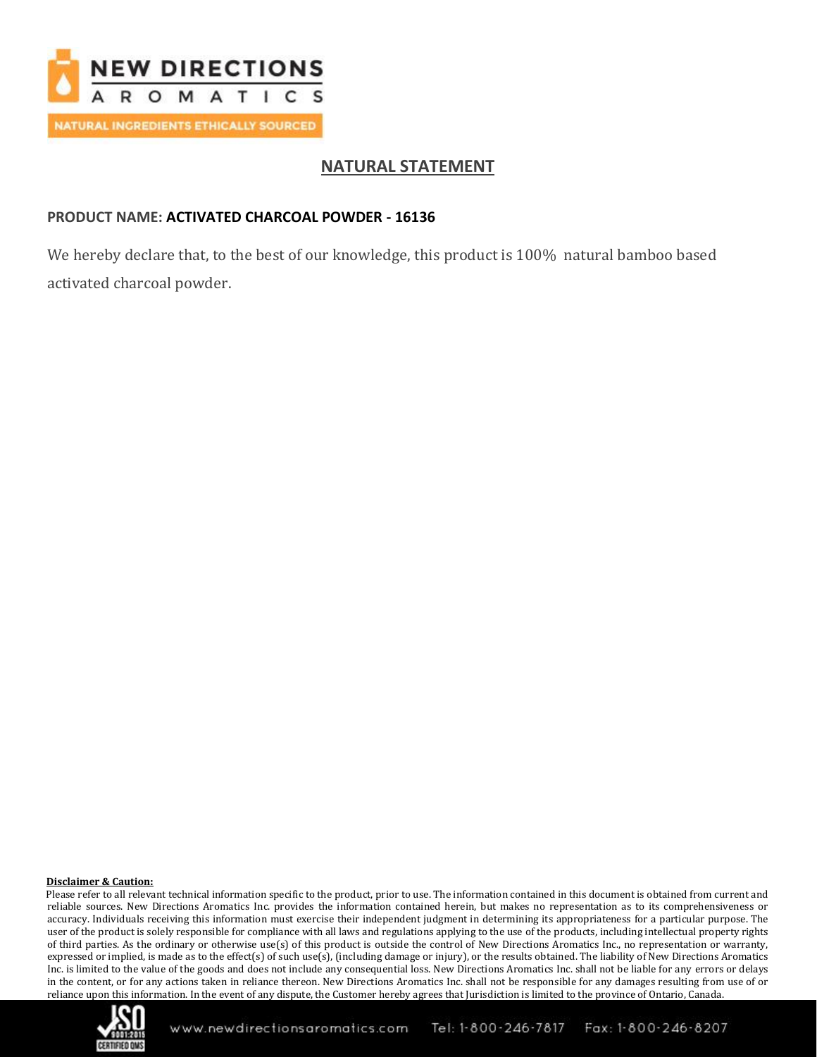NEW DIRECTIONS

AROMATICS

NATURAL INGREDIENTS ETHICALLY SOURCED

## NATURAL STATEMENT

**PRODUCT NAME: ACTIVATED CHARCOAL POWDER - 16136**

We hereby declare that, to the best of our knowledge, this product is 100% natural bamboo based activated charcoal powder.

**Disclaimer & Caution:**

Please refer to all relevant technical information specific to the product, prior to use. The information contained in this document is obtained from current and reliable sources. New Directions Aromatics Inc. provides the information contained herein, but makes no representation as to its comprehensiveness or accuracy. Individuals receiving this information must exercise their independent judgment in determining its appropriateness for a particular purpose. The user of the product is solely responsible for compliance with all laws and regulations applying to the use of the products, including intellectual property rights of third parties. As the ordinary or otherwise use(s) of this product is outside the control of New Directions Aromatics Inc., no representation or warranty, expressed or implied, is made as to the effect(s) of such use(s), (including damage or injury), or the results obtained. The liability of New Directions Aromatics Inc. is limited to the value of the goods and does not include any consequential loss. New Directions Aromatics Inc. shall not be liable for any errors or delays in the content, or for any actions taken in reliance thereon. New Directions Aromatics Inc. shall not be responsible for any damages resulting from use of or reliance upon this information. In the event of any dispute, the Customer hereby agrees that Jurisdiction is limited to the province of Ontario, Canada.

www.newdirectionsaromatics.com Tel: 1-800-246-7817 Fax: 1-800-246-8207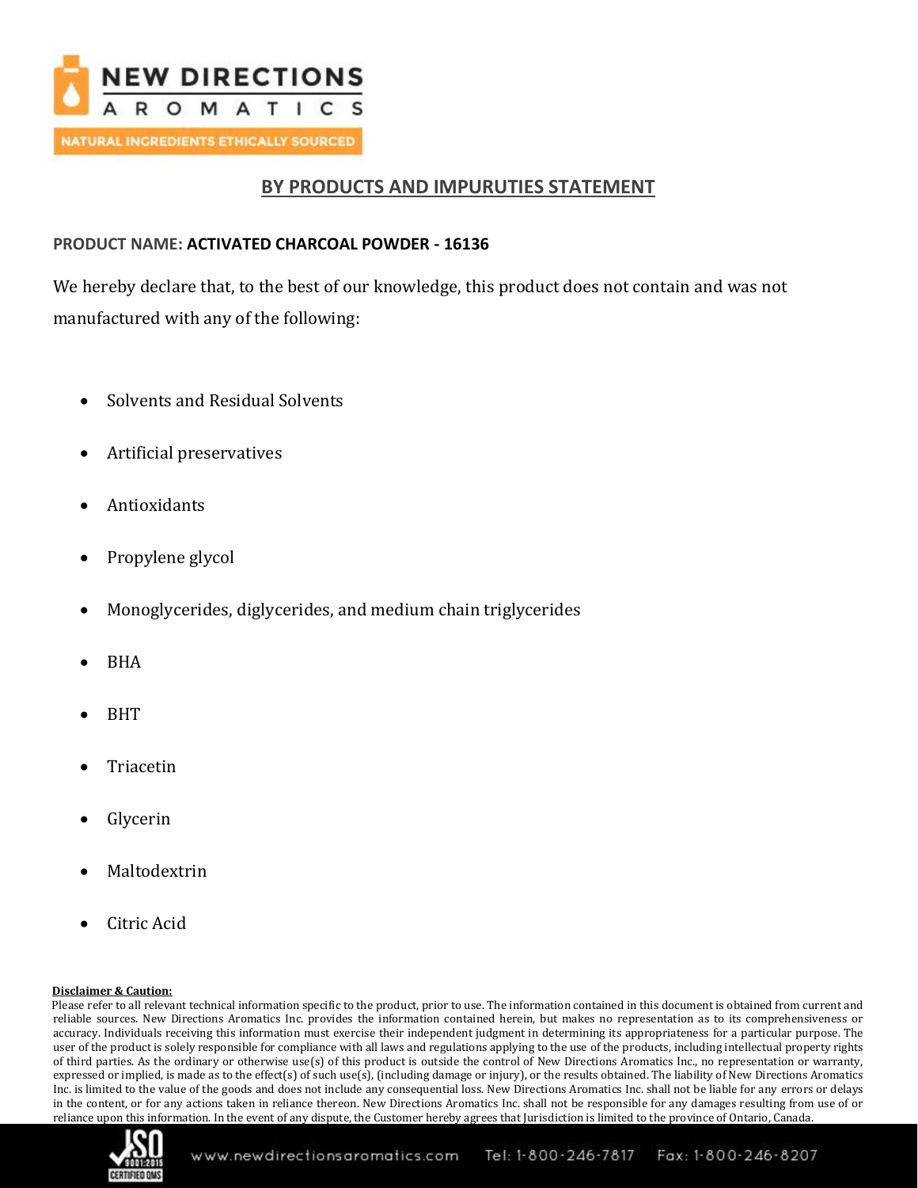## BY PRODUCTS AND IMPURUTIES STATEMENT

**PRODUCT NAME: ACTIVATED CHARCOAL POWDER - 16136**

We hereby declare that, to the best of our knowledge, this product does not contain and was not manufactured with any of the following:

- Solvents and Residual Solvents
- Artificial preservatives
- Antioxidants
- Propylene glycol
- Monoglycerides, diglycerides, and medium chain triglycerides
- BHA
- BHT
- Triacetin
- Glycerin
- Maltodextrin
- Citric Acid

**Disclaimer & Caution:**

Please refer to all relevant technical information specific to the product, prior to use. The information contained in this document is obtained from current and reliable sources. New Directions Aromatics Inc. provides the information contained herein, but makes no representation as to its comprehensiveness or accuracy. Individuals receiving this information must exercise their independent judgment in determining its appropriateness for a particular purpose. The user of the product is solely responsible for compliance with all laws and regulations applying to the use of the products, including intellectual property rights of third parties. As the ordinary or otherwise use(s) of this product is outside the control of New Directions Aromatics Inc., no representation or warranty, expressed or implied, is made as to the effect(s) of such use(s), (including damage or injury), or the results obtained. The liability of New Directions Aromatics Inc. is limited to the value of the goods and does not include any consequential loss. New Directions Aromatics Inc. shall not be liable for any errors or delays in the content, or for any actions taken in reliance thereon. New Directions Aromatics Inc. shall not be responsible for any damages resulting from use of or reliance upon this information. In the event of any dispute, the Customer hereby agrees that Jurisdiction is limited to the province of Ontario, Canada.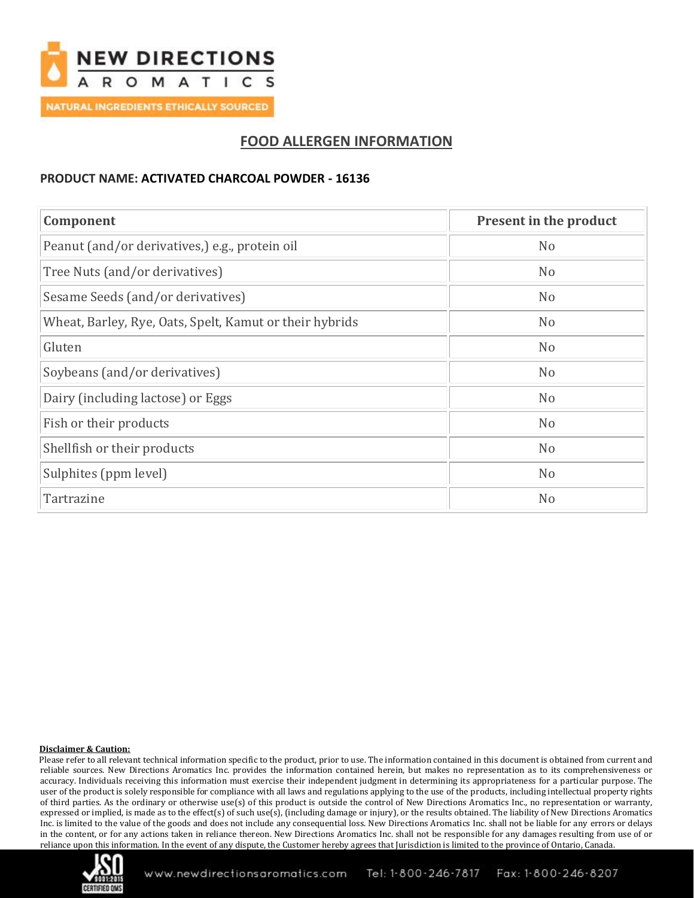NEW DIRECTIONS AROMATICS

NATURAL INGREDIENTS ETHICALLY SOURCED

## FOOD ALLERGEN INFORMATION

**PRODUCT NAME: ACTIVATED CHARCOAL POWDER - 16136**

| Component | Present in the product |
|---|---|
| Peanut (and/or derivatives,) e.g., protein oil | No |
| Tree Nuts (and/or derivatives) | No |
| Sesame Seeds (and/or derivatives) | No |
| Wheat, Barley, Rye, Oats, Spelt, Kamut or their hybrids | No |
| Gluten | No |
| Soybeans (and/or derivatives) | No |
| Dairy (including lactose) or Eggs | No |
| Fish or their products | No |
| Shellfish or their products | No |
| Sulphites (ppm level) | No |
| Tartrazine | No |

**Disclaimer & Caution:**

Please refer to all relevant technical information specific to the product, prior to use. The information contained in this document is obtained from current and reliable sources. New Directions Aromatics Inc. provides the information contained herein, but makes no representation as to its comprehensiveness or accuracy. Individuals receiving this information must exercise their independent judgment in determining its appropriateness for a particular purpose. The user of the product is solely responsible for compliance with all laws and regulations applying to the use of the products, including intellectual property rights of third parties. As the ordinary or otherwise use(s) of this product is outside the control of New Directions Aromatics Inc., no representation or warranty, expressed or implied, is made as to the effect(s) of such use(s), (including damage or injury), or the results obtained. The liability of New Directions Aromatics Inc. is limited to the value of the goods and does not include any consequential loss. New Directions Aromatics Inc. shall not be liable for any errors or delays in the content, or for any actions taken in reliance thereon. New Directions Aromatics Inc. shall not be responsible for any damages resulting from use of or reliance upon this information. In the event of any dispute, the Customer hereby agrees that Jurisdiction is limited to the province of Ontario, Canada.

www.newdirectionsaromatics.com Tel: 1-800-246-7817 Fax: 1-800-246-8207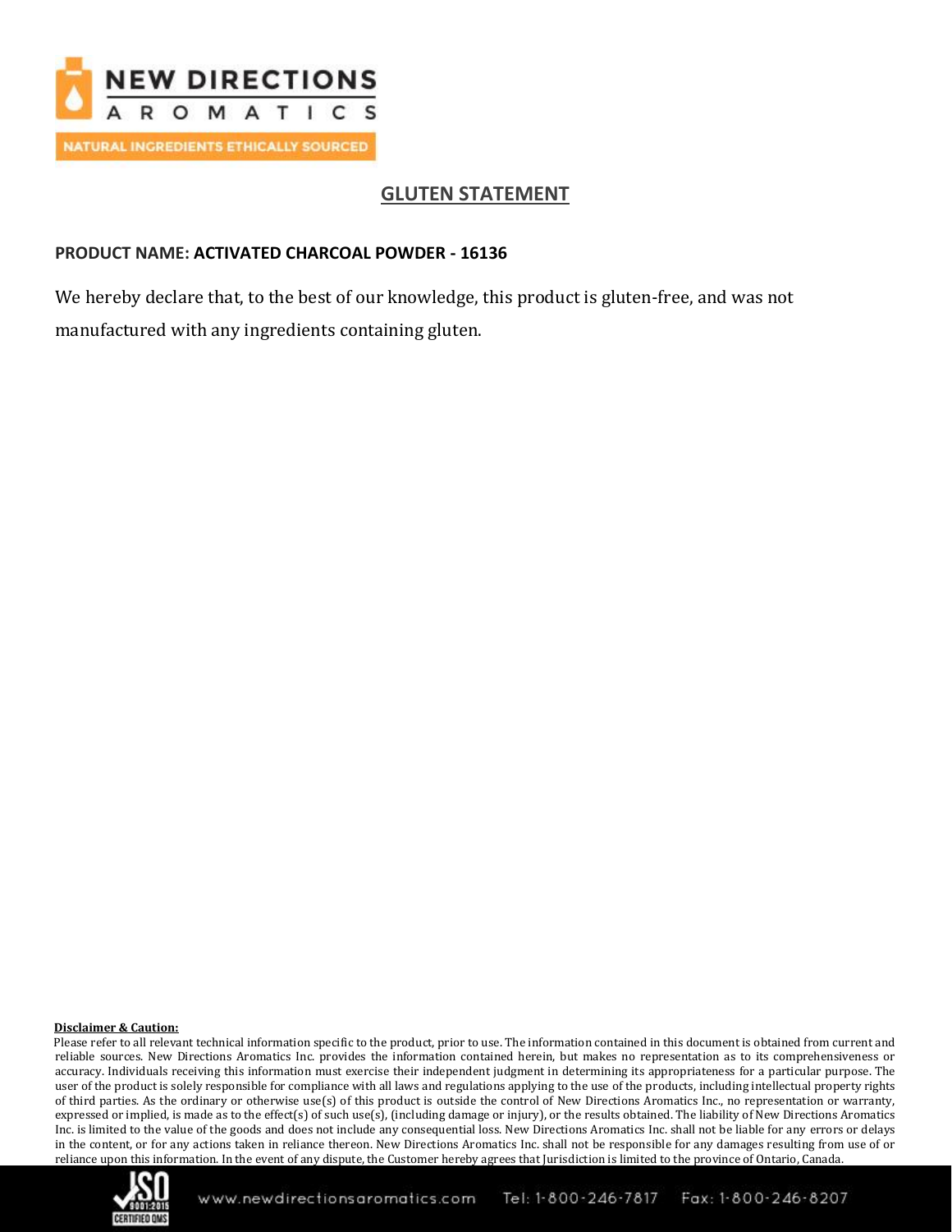NEW DIRECTIONS

AROMATICS

NATURAL INGREDIENTS ETHICALLY SOURCED

## GLUTEN STATEMENT

**PRODUCT NAME: ACTIVATED CHARCOAL POWDER - 16136**

We hereby declare that, to the best of our knowledge, this product is gluten-free, and was not manufactured with any ingredients containing gluten.

**Disclaimer & Caution:**

Please refer to all relevant technical information specific to the product, prior to use. The information contained in this document is obtained from current and reliable sources. New Directions Aromatics Inc. provides the information contained herein, but makes no representation as to its comprehensiveness or accuracy. Individuals receiving this information must exercise their independent judgment in determining its appropriateness for a particular purpose. The user of the product is solely responsible for compliance with all laws and regulations applying to the use of the products, including intellectual property rights of third parties. As the ordinary or otherwise use(s) of this product is outside the control of New Directions Aromatics Inc., no representation or warranty, expressed or implied, is made as to the effect(s) of such use(s), (including damage or injury), or the results obtained. The liability of New Directions Aromatics Inc. is limited to the value of the goods and does not include any consequential loss. New Directions Aromatics Inc. shall not be liable for any errors or delays in the content, or for any actions taken in reliance thereon. New Directions Aromatics Inc. shall not be responsible for any damages resulting from use of or reliance upon this information. In the event of any dispute, the Customer hereby agrees that Jurisdiction is limited to the province of Ontario, Canada.

www.newdirectionsaromatics.com Tel: 1-800-246-7817 Fax: 1-800-246-8207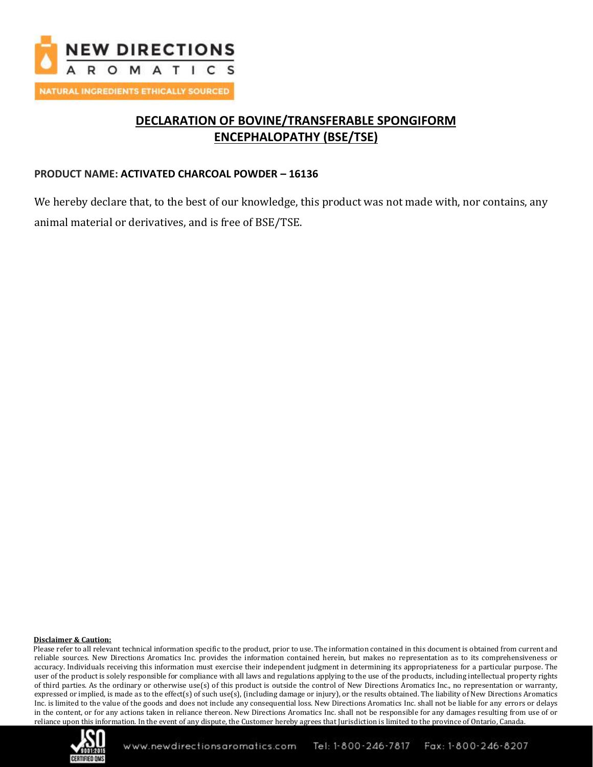# DECLARATION OF BOVINE/TRANSFERABLE SPONGIFORM ENCEPHALOPATHY (BSE/TSE)

**PRODUCT NAME: ACTIVATED CHARCOAL POWDER – 16136**

We hereby declare that, to the best of our knowledge, this product was not made with, nor contains, any animal material or derivatives, and is free of BSE/TSE.

**Disclaimer & Caution:**

Please refer to all relevant technical information specific to the product, prior to use. The information contained in this document is obtained from current and reliable sources. New Directions Aromatics Inc. provides the information contained herein, but makes no representation as to its comprehensiveness or accuracy. Individuals receiving this information must exercise their independent judgment in determining its appropriateness for a particular purpose. The user of the product is solely responsible for compliance with all laws and regulations applying to the use of the products, including intellectual property rights of third parties. As the ordinary or otherwise use(s) of this product is outside the control of New Directions Aromatics Inc., no representation or warranty, expressed or implied, is made as to the effect(s) of such use(s), (including damage or injury), or the results obtained. The liability of New Directions Aromatics Inc. is limited to the value of the goods and does not include any consequential loss. New Directions Aromatics Inc. shall not be liable for any errors or delays in the content, or for any actions taken in reliance thereon. New Directions Aromatics Inc. shall not be responsible for any damages resulting from use of or reliance upon this information. In the event of any dispute, the Customer hereby agrees that Jurisdiction is limited to the province of Ontario, Canada.

www.newdirectionsaromatics.com Tel: 1-800-246-7817 Fax: 1-800-246-8207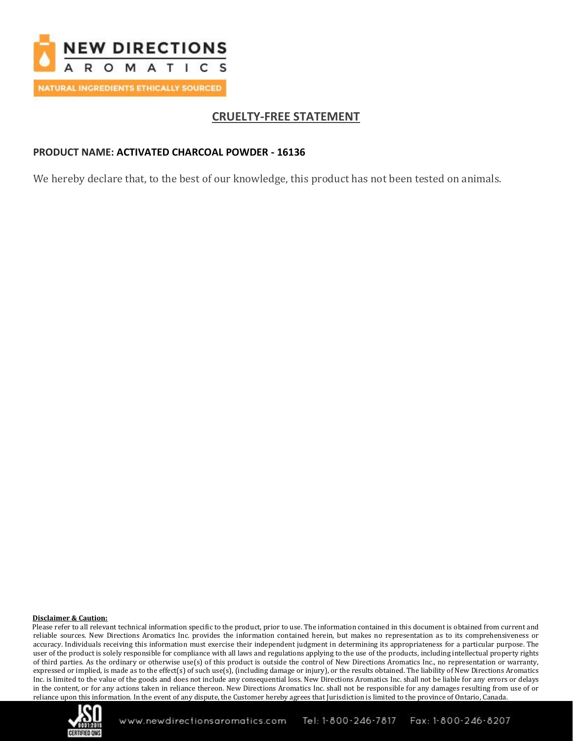NEW DIRECTIONS

AROMATICS

NATURAL INGREDIENTS ETHICALLY SOURCED

# CRUELTY-FREE STATEMENT

**PRODUCT NAME: ACTIVATED CHARCOAL POWDER - 16136**

We hereby declare that, to the best of our knowledge, this product has not been tested on animals.

**Disclaimer & Caution:**

Please refer to all relevant technical information specific to the product, prior to use. The information contained in this document is obtained from current and reliable sources. New Directions Aromatics Inc. provides the information contained herein, but makes no representation as to its comprehensiveness or accuracy. Individuals receiving this information must exercise their independent judgment in determining its appropriateness for a particular purpose. The user of the product is solely responsible for compliance with all laws and regulations applying to the use of the products, including intellectual property rights of third parties. As the ordinary or otherwise use(s) of this product is outside the control of New Directions Aromatics Inc., no representation or warranty, expressed or implied, is made as to the effect(s) of such use(s), (including damage or injury), or the results obtained. The liability of New Directions Aromatics Inc. is limited to the value of the goods and does not include any consequential loss. New Directions Aromatics Inc. shall not be liable for any errors or delays in the content, or for any actions taken in reliance thereon. New Directions Aromatics Inc. shall not be responsible for any damages resulting from use of or reliance upon this information. In the event of any dispute, the Customer hereby agrees that Jurisdiction is limited to the province of Ontario, Canada.

www.newdirectionsaromatics.com Tel: 1-800-246-7817 Fax: 1-800-246-8207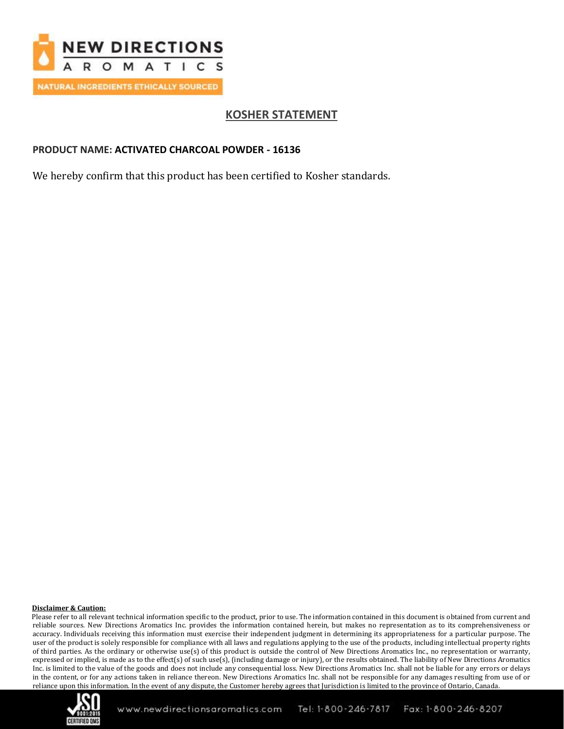NEW DIRECTIONS AROMATICS

NATURAL INGREDIENTS ETHICALLY SOURCED

# KOSHER STATEMENT

**PRODUCT NAME: ACTIVATED CHARCOAL POWDER - 16136**

We hereby confirm that this product has been certified to Kosher standards.

**Disclaimer & Caution:**

Please refer to all relevant technical information specific to the product, prior to use. The information contained in this document is obtained from current and reliable sources. New Directions Aromatics Inc. provides the information contained herein, but makes no representation as to its comprehensiveness or accuracy. Individuals receiving this information must exercise their independent judgment in determining its appropriateness for a particular purpose. The user of the product is solely responsible for compliance with all laws and regulations applying to the use of the products, including intellectual property rights of third parties. As the ordinary or otherwise use(s) of this product is outside the control of New Directions Aromatics Inc., no representation or warranty, expressed or implied, is made as to the effect(s) of such use(s), (including damage or injury), or the results obtained. The liability of New Directions Aromatics Inc. is limited to the value of the goods and does not include any consequential loss. New Directions Aromatics Inc. shall not be liable for any errors or delays in the content, or for any actions taken in reliance thereon. New Directions Aromatics Inc. shall not be responsible for any damages resulting from use of or reliance upon this information. In the event of any dispute, the Customer hereby agrees that Jurisdiction is limited to the province of Ontario, Canada.

www.newdirectionsaromatics.com Tel: 1-800-246-7817 Fax: 1-800-246-8207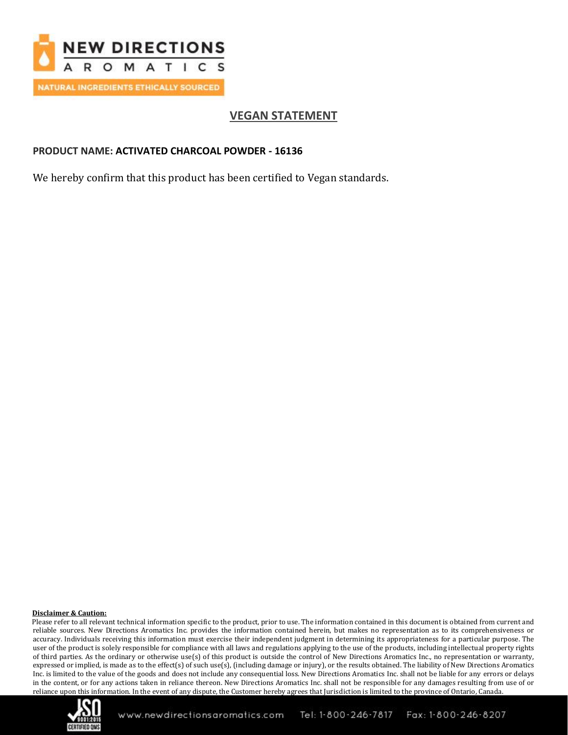NEW DIRECTIONS AROMATICS

NATURAL INGREDIENTS ETHICALLY SOURCED

## VEGAN STATEMENT

**PRODUCT NAME: ACTIVATED CHARCOAL POWDER - 16136**

We hereby confirm that this product has been certified to Vegan standards.

**Disclaimer & Caution:**

Please refer to all relevant technical information specific to the product, prior to use. The information contained in this document is obtained from current and reliable sources. New Directions Aromatics Inc. provides the information contained herein, but makes no representation as to its comprehensiveness or accuracy. Individuals receiving this information must exercise their independent judgment in determining its appropriateness for a particular purpose. The user of the product is solely responsible for compliance with all laws and regulations applying to the use of the products, including intellectual property rights of third parties. As the ordinary or otherwise use(s) of this product is outside the control of New Directions Aromatics Inc., no representation or warranty, expressed or implied, is made as to the effect(s) of such use(s), (including damage or injury), or the results obtained. The liability of New Directions Aromatics Inc. is limited to the value of the goods and does not include any consequential loss. New Directions Aromatics Inc. shall not be liable for any errors or delays in the content, or for any actions taken in reliance thereon. New Directions Aromatics Inc. shall not be responsible for any damages resulting from use of or reliance upon this information. In the event of any dispute, the Customer hereby agrees that Jurisdiction is limited to the province of Ontario, Canada.

www.newdirectionsaromatics.com Tel: 1-800-246-7817 Fax: 1-800-246-8207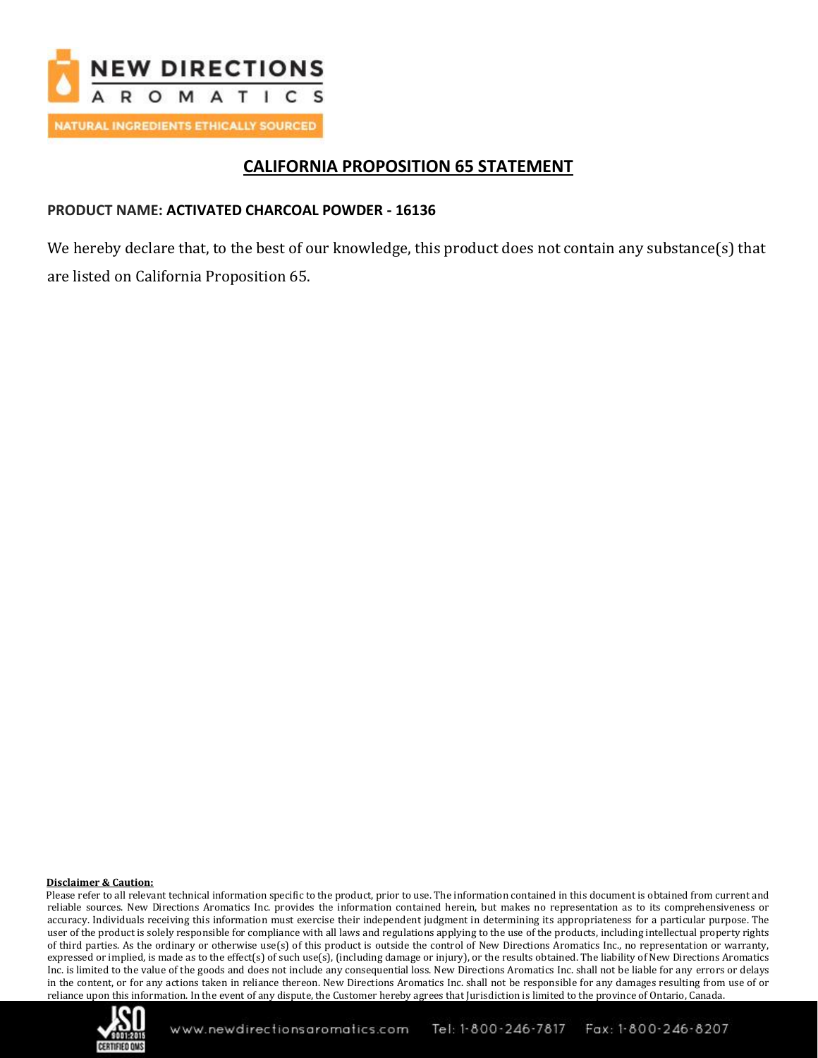# CALIFORNIA PROPOSITION 65 STATEMENT

**PRODUCT NAME: ACTIVATED CHARCOAL POWDER - 16136**

We hereby declare that, to the best of our knowledge, this product does not contain any substance(s) that are listed on California Proposition 65.

**Disclaimer & Caution:**

Please refer to all relevant technical information specific to the product, prior to use. The information contained in this document is obtained from current and reliable sources. New Directions Aromatics Inc. provides the information contained herein, but makes no representation as to its comprehensiveness or accuracy. Individuals receiving this information must exercise their independent judgment in determining its appropriateness for a particular purpose. The user of the product is solely responsible for compliance with all laws and regulations applying to the use of the products, including intellectual property rights of third parties. As the ordinary or otherwise use(s) of this product is outside the control of New Directions Aromatics Inc., no representation or warranty, expressed or implied, is made as to the effect(s) of such use(s), (including damage or injury), or the results obtained. The liability of New Directions Aromatics Inc. is limited to the value of the goods and does not include any consequential loss. New Directions Aromatics Inc. shall not be liable for any errors or delays in the content, or for any actions taken in reliance thereon. New Directions Aromatics Inc. shall not be responsible for any damages resulting from use of or reliance upon this information. In the event of any dispute, the Customer hereby agrees that Jurisdiction is limited to the province of Ontario, Canada.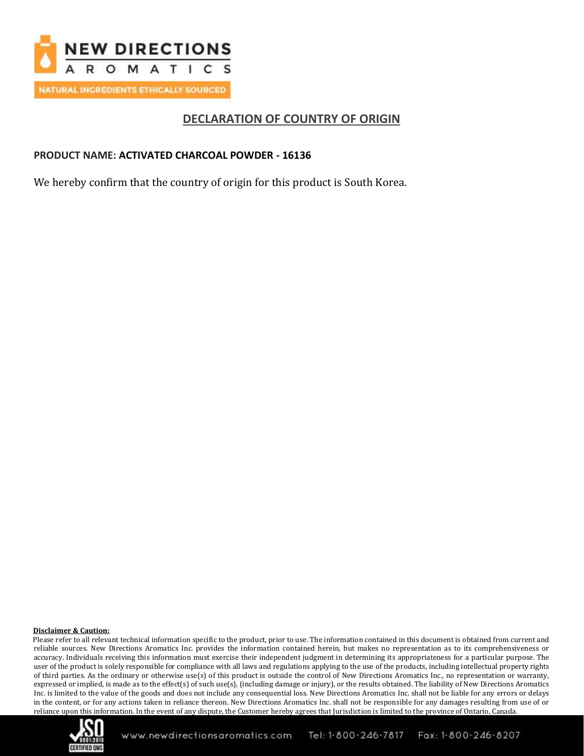NEW DIRECTIONS
AROMATICS
NATURAL INGREDIENTS ETHICALLY SOURCED

# DECLARATION OF COUNTRY OF ORIGIN

**PRODUCT NAME: ACTIVATED CHARCOAL POWDER - 16136**

We hereby confirm that the country of origin for this product is South Korea.

**Disclaimer & Caution:**

Please refer to all relevant technical information specific to the product, prior to use. The information contained in this document is obtained from current and reliable sources. New Directions Aromatics Inc. provides the information contained herein, but makes no representation as to its comprehensiveness or accuracy. Individuals receiving this information must exercise their independent judgment in determining its appropriateness for a particular purpose. The user of the product is solely responsible for compliance with all laws and regulations applying to the use of the products, including intellectual property rights of third parties. As the ordinary or otherwise use(s) of this product is outside the control of New Directions Aromatics Inc., no representation or warranty, expressed or implied, is made as to the effect(s) of such use(s), (including damage or injury), or the results obtained. The liability of New Directions Aromatics Inc. is limited to the value of the goods and does not include any consequential loss. New Directions Aromatics Inc. shall not be liable for any errors or delays in the content, or for any actions taken in reliance thereon. New Directions Aromatics Inc. shall not be responsible for any damages resulting from use of or reliance upon this information. In the event of any dispute, the Customer hereby agrees that Jurisdiction is limited to the province of Ontario, Canada.

ISO 9001:2015 CERTIFIED QMS

www.newdirectionsaromatics.com Tel: 1-800-246-7817 Fax: 1-800-246-8207